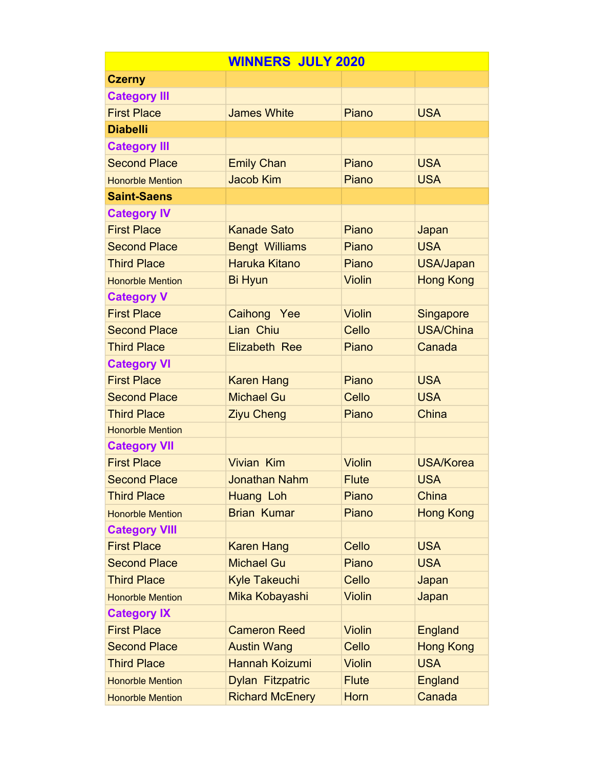| WINNERS JULY 2020 | | | |
|---|---|---|---|
| **Czerny** | | | |
| **Category III** | | | |
| First Place | James White | Piano | USA |
| **Diabelli** | | | |
| **Category III** | | | |
| Second Place | Emily Chan | Piano | USA |
| Honorble Mention | Jacob Kim | Piano | USA |
| **Saint-Saens** | | | |
| **Category IV** | | | |
| First Place | Kanade Sato | Piano | Japan |
| Second Place | Bengt Williams | Piano | USA |
| Third Place | Haruka Kitano | Piano | USA/Japan |
| Honorble Mention | Bi Hyun | Violin | Hong Kong |
| **Category V** | | | |
| First Place | Caihong Yee | Violin | Singapore |
| Second Place | Lian Chiu | Cello | USA/China |
| Third Place | Elizabeth Ree | Piano | Canada |
| **Category VI** | | | |
| First Place | Karen Hang | Piano | USA |
| Second Place | Michael Gu | Cello | USA |
| Third Place | Ziyu Cheng | Piano | China |
| Honorble Mention | | | |
| **Category VII** | | | |
| First Place | Vivian Kim | Violin | USA/Korea |
| Second Place | Jonathan Nahm | Flute | USA |
| Third Place | Huang Loh | Piano | China |
| Honorble Mention | Brian Kumar | Piano | Hong Kong |
| **Category VIII** | | | |
| First Place | Karen Hang | Cello | USA |
| Second Place | Michael Gu | Piano | USA |
| Third Place | Kyle Takeuchi | Cello | Japan |
| Honorble Mention | Mika Kobayashi | Violin | Japan |
| **Category IX** | | | |
| First Place | Cameron Reed | Violin | England |
| Second Place | Austin Wang | Cello | Hong Kong |
| Third Place | Hannah Koizumi | Violin | USA |
| Honorble Mention | Dylan Fitzpatric | Flute | England |
| Honorble Mention | Richard McEnery | Horn | Canada |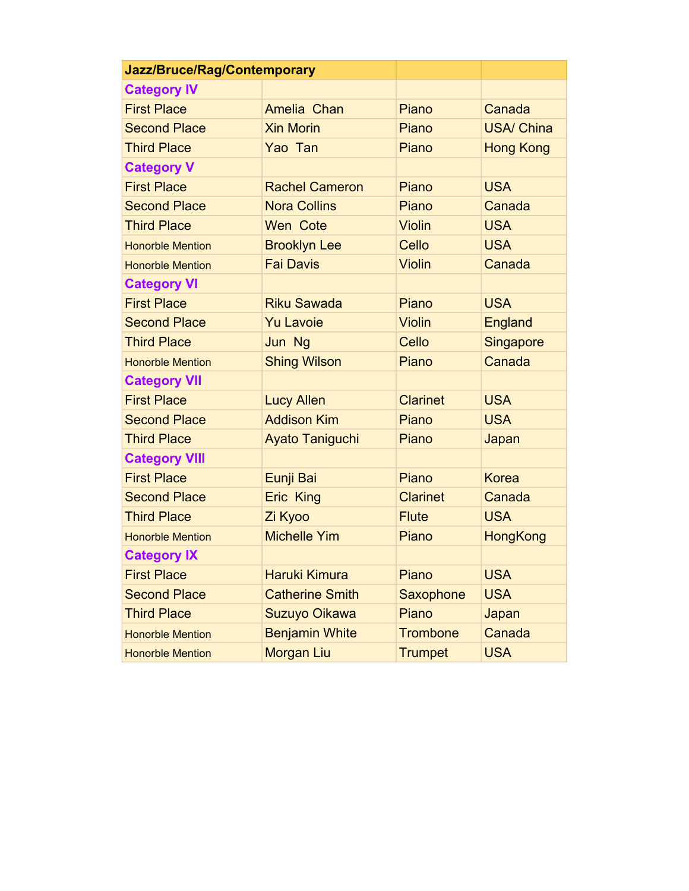| Jazz/Bruce/Rag/Contemporary | | | |
|---|---|---|---|
| **Category IV** | | | |
| First Place | Amelia  Chan | Piano | Canada |
| Second Place | Xin Morin | Piano | USA/ China |
| Third Place | Yao  Tan | Piano | Hong Kong |
| **Category V** | | | |
| First Place | Rachel Cameron | Piano | USA |
| Second Place | Nora Collins | Piano | Canada |
| Third Place | Wen  Cote | Violin | USA |
| Honorble Mention | Brooklyn Lee | Cello | USA |
| Honorble Mention | Fai Davis | Violin | Canada |
| **Category VI** | | | |
| First Place | Riku Sawada | Piano | USA |
| Second Place | Yu Lavoie | Violin | England |
| Third Place | Jun  Ng | Cello | Singapore |
| Honorble Mention | Shing Wilson | Piano | Canada |
| **Category VII** | | | |
| First Place | Lucy Allen | Clarinet | USA |
| Second Place | Addison Kim | Piano | USA |
| Third Place | Ayato Taniguchi | Piano | Japan |
| **Category VIII** | | | |
| First Place | Eunji Bai | Piano | Korea |
| Second Place | Eric  King | Clarinet | Canada |
| Third Place | Zi Kyoo | Flute | USA |
| Honorble Mention | Michelle Yim | Piano | HongKong |
| **Category IX** | | | |
| First Place | Haruki Kimura | Piano | USA |
| Second Place | Catherine Smith | Saxophone | USA |
| Third Place | Suzuyo Oikawa | Piano | Japan |
| Honorble Mention | Benjamin White | Trombone | Canada |
| Honorble Mention | Morgan Liu | Trumpet | USA |